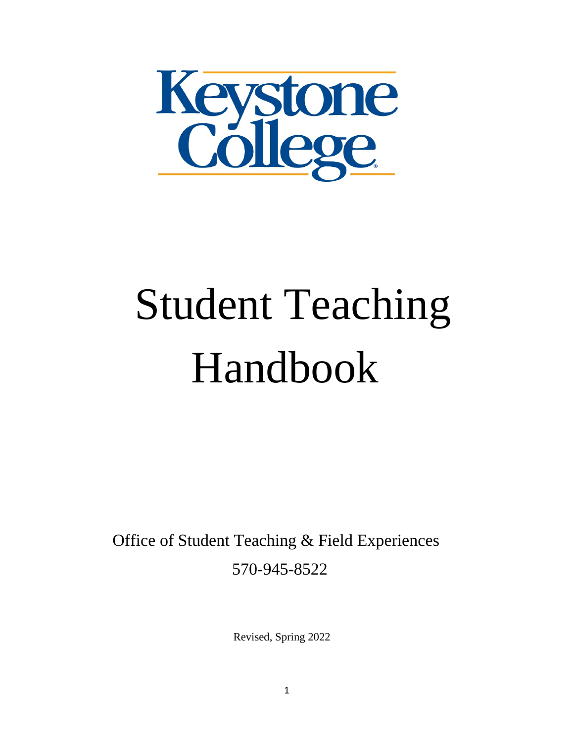Keystone College

# Student Teaching Handbook

Office of Student Teaching & Field Experiences

570-945-8522

Revised, Spring 2022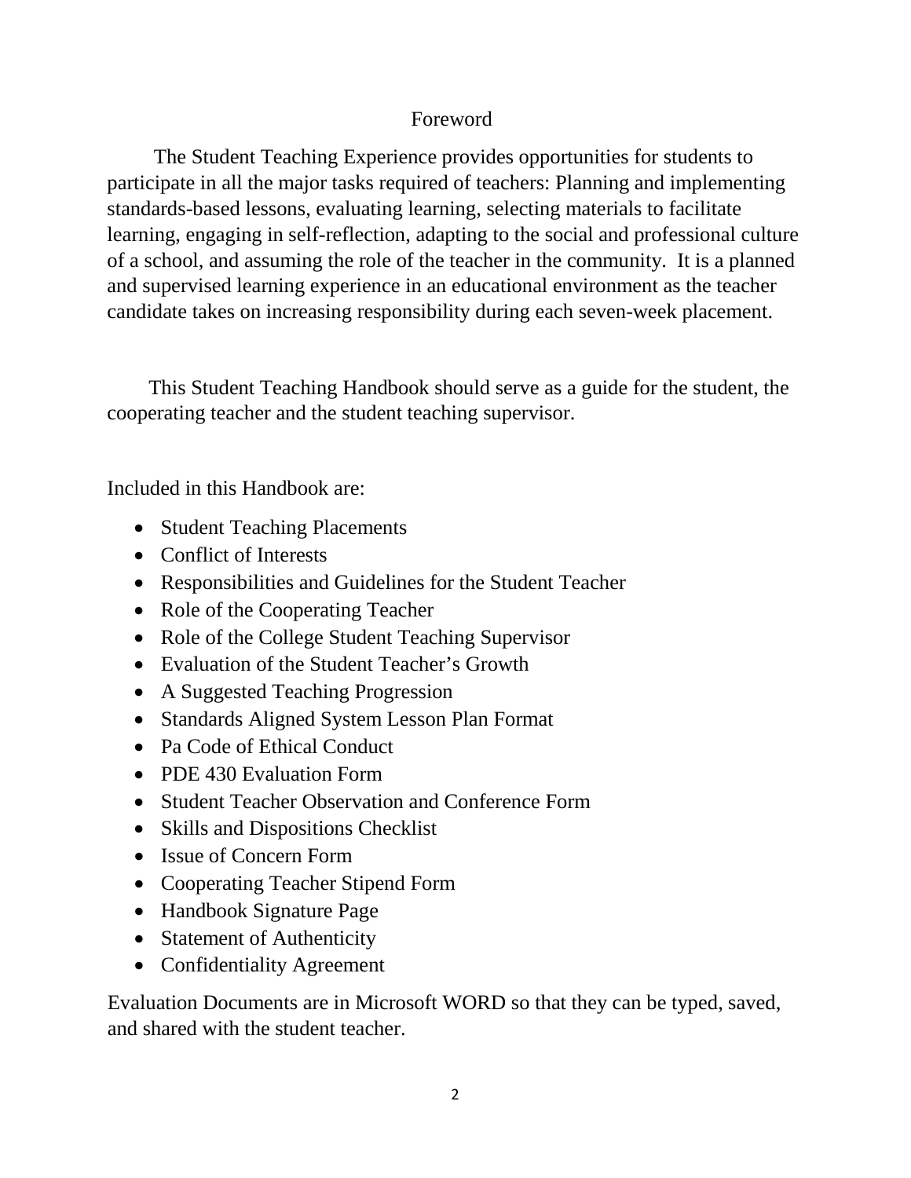# Foreword

The Student Teaching Experience provides opportunities for students to participate in all the major tasks required of teachers: Planning and implementing standards-based lessons, evaluating learning, selecting materials to facilitate learning, engaging in self-reflection, adapting to the social and professional culture of a school, and assuming the role of the teacher in the community. It is a planned and supervised learning experience in an educational environment as the teacher candidate takes on increasing responsibility during each seven-week placement.

This Student Teaching Handbook should serve as a guide for the student, the cooperating teacher and the student teaching supervisor.

Included in this Handbook are:

- Student Teaching Placements
- Conflict of Interests
- Responsibilities and Guidelines for the Student Teacher
- Role of the Cooperating Teacher
- Role of the College Student Teaching Supervisor
- Evaluation of the Student Teacher's Growth
- A Suggested Teaching Progression
- Standards Aligned System Lesson Plan Format
- Pa Code of Ethical Conduct
- PDE 430 Evaluation Form
- Student Teacher Observation and Conference Form
- Skills and Dispositions Checklist
- Issue of Concern Form
- Cooperating Teacher Stipend Form
- Handbook Signature Page
- Statement of Authenticity
- Confidentiality Agreement

Evaluation Documents are in Microsoft WORD so that they can be typed, saved, and shared with the student teacher.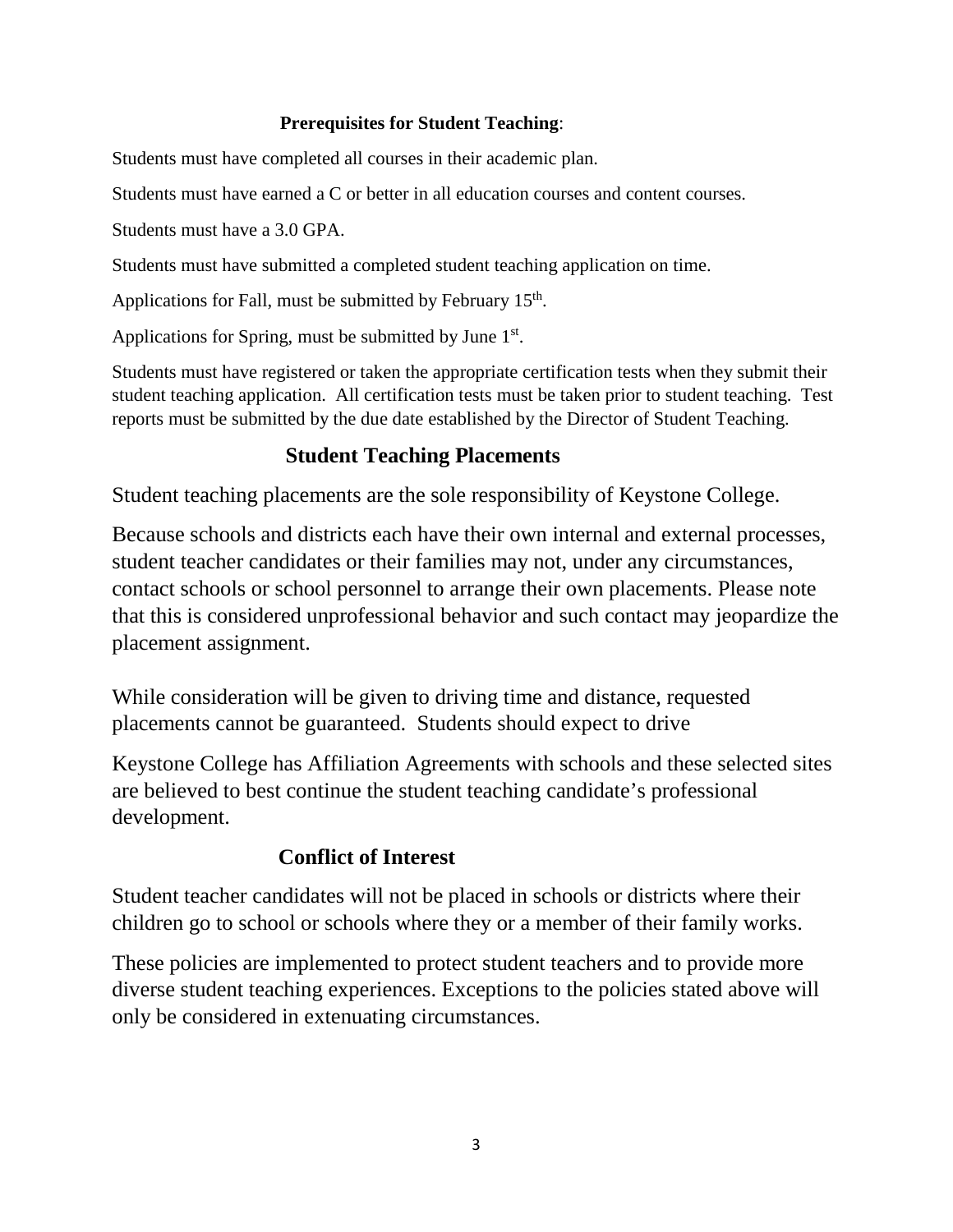**Prerequisites for Student Teaching**:

Students must have completed all courses in their academic plan.

Students must have earned a C or better in all education courses and content courses.

Students must have a 3.0 GPA.

Students must have submitted a completed student teaching application on time.

Applications for Fall, must be submitted by February 15th.

Applications for Spring, must be submitted by June 1st.

Students must have registered or taken the appropriate certification tests when they submit their student teaching application. All certification tests must be taken prior to student teaching. Test reports must be submitted by the due date established by the Director of Student Teaching.

## Student Teaching Placements

Student teaching placements are the sole responsibility of Keystone College.

Because schools and districts each have their own internal and external processes, student teacher candidates or their families may not, under any circumstances, contact schools or school personnel to arrange their own placements. Please note that this is considered unprofessional behavior and such contact may jeopardize the placement assignment.

While consideration will be given to driving time and distance, requested placements cannot be guaranteed. Students should expect to drive

Keystone College has Affiliation Agreements with schools and these selected sites are believed to best continue the student teaching candidate's professional development.

## Conflict of Interest

Student teacher candidates will not be placed in schools or districts where their children go to school or schools where they or a member of their family works.

These policies are implemented to protect student teachers and to provide more diverse student teaching experiences. Exceptions to the policies stated above will only be considered in extenuating circumstances.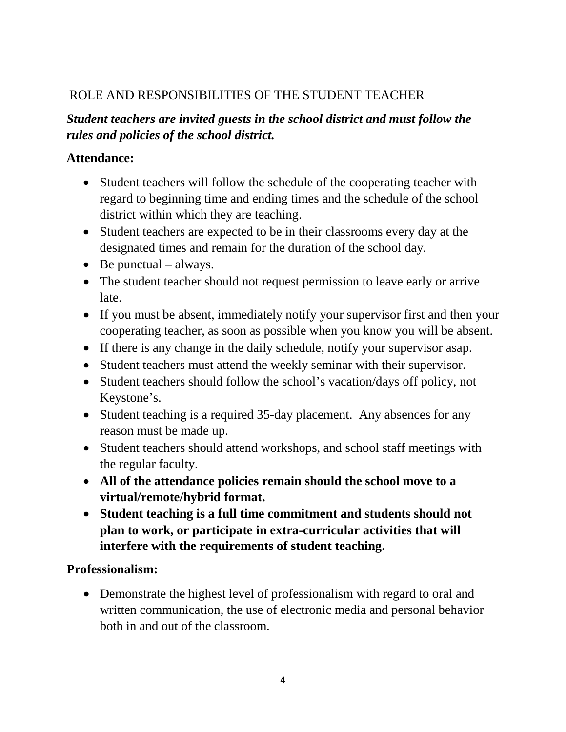## ROLE AND RESPONSIBILITIES OF THE STUDENT TEACHER

***Student teachers are invited guests in the school district and must follow the rules and policies of the school district.***

### Attendance:

- Student teachers will follow the schedule of the cooperating teacher with regard to beginning time and ending times and the schedule of the school district within which they are teaching.
- Student teachers are expected to be in their classrooms every day at the designated times and remain for the duration of the school day.
- Be punctual – always.
- The student teacher should not request permission to leave early or arrive late.
- If you must be absent, immediately notify your supervisor first and then your cooperating teacher, as soon as possible when you know you will be absent.
- If there is any change in the daily schedule, notify your supervisor asap.
- Student teachers must attend the weekly seminar with their supervisor.
- Student teachers should follow the school's vacation/days off policy, not Keystone's.
- Student teaching is a required 35-day placement. Any absences for any reason must be made up.
- Student teachers should attend workshops, and school staff meetings with the regular faculty.
- **All of the attendance policies remain should the school move to a virtual/remote/hybrid format.**
- **Student teaching is a full time commitment and students should not plan to work, or participate in extra-curricular activities that will interfere with the requirements of student teaching.**

### Professionalism:

- Demonstrate the highest level of professionalism with regard to oral and written communication, the use of electronic media and personal behavior both in and out of the classroom.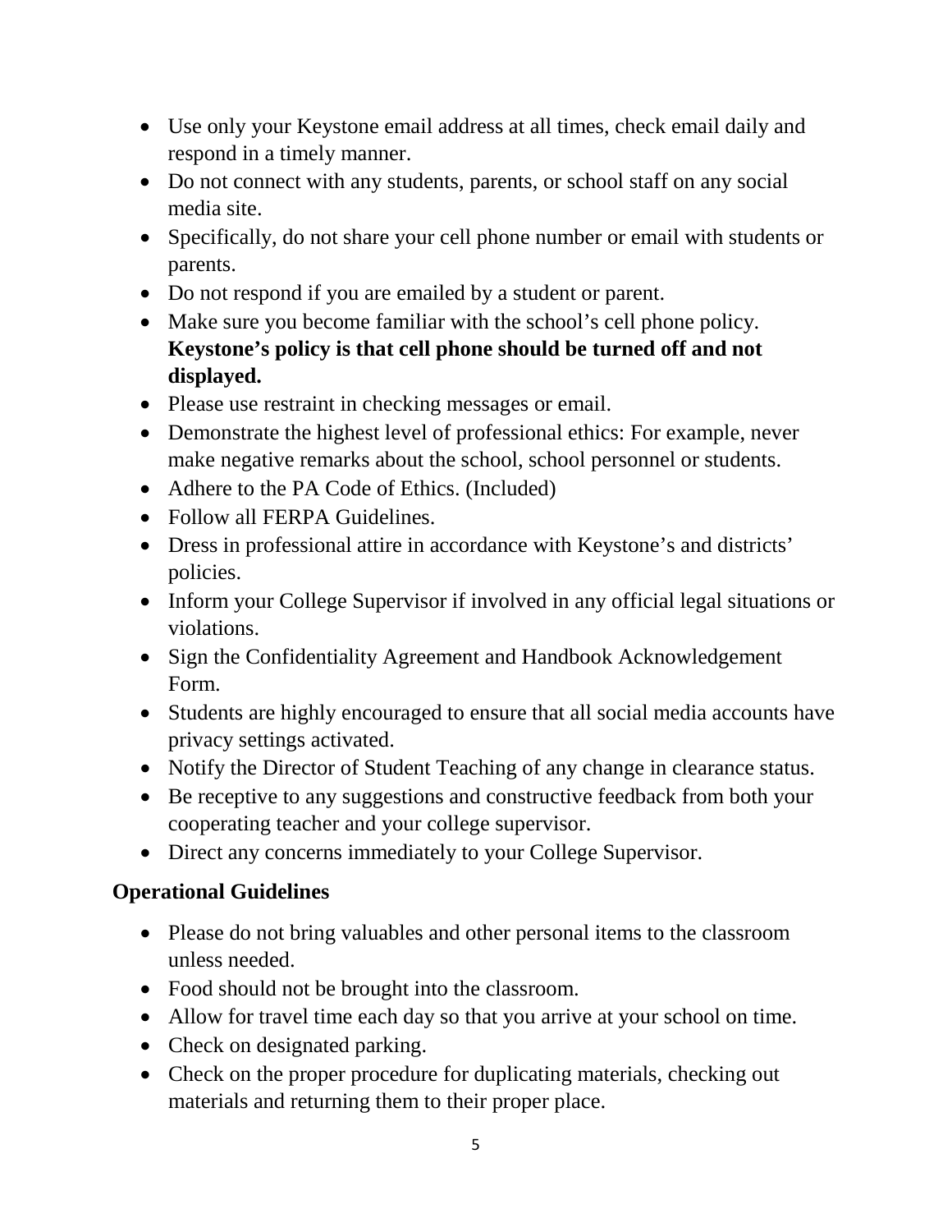- Use only your Keystone email address at all times, check email daily and respond in a timely manner.
- Do not connect with any students, parents, or school staff on any social media site.
- Specifically, do not share your cell phone number or email with students or parents.
- Do not respond if you are emailed by a student or parent.
- Make sure you become familiar with the school's cell phone policy. **Keystone's policy is that cell phone should be turned off and not displayed.**
- Please use restraint in checking messages or email.
- Demonstrate the highest level of professional ethics: For example, never make negative remarks about the school, school personnel or students.
- Adhere to the PA Code of Ethics. (Included)
- Follow all FERPA Guidelines.
- Dress in professional attire in accordance with Keystone's and districts' policies.
- Inform your College Supervisor if involved in any official legal situations or violations.
- Sign the Confidentiality Agreement and Handbook Acknowledgement Form.
- Students are highly encouraged to ensure that all social media accounts have privacy settings activated.
- Notify the Director of Student Teaching of any change in clearance status.
- Be receptive to any suggestions and constructive feedback from both your cooperating teacher and your college supervisor.
- Direct any concerns immediately to your College Supervisor.

## Operational Guidelines

- Please do not bring valuables and other personal items to the classroom unless needed.
- Food should not be brought into the classroom.
- Allow for travel time each day so that you arrive at your school on time.
- Check on designated parking.
- Check on the proper procedure for duplicating materials, checking out materials and returning them to their proper place.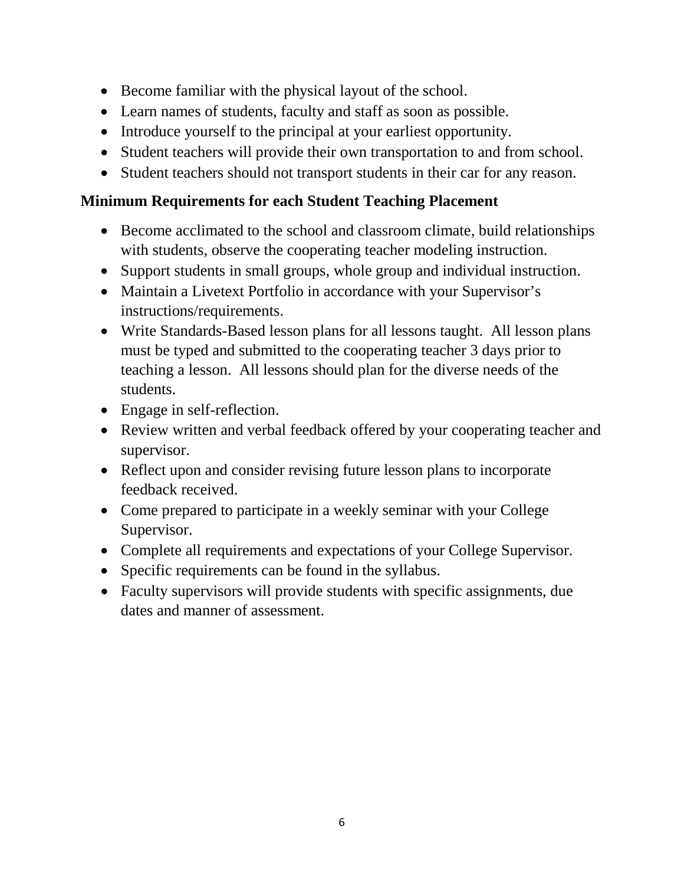- Become familiar with the physical layout of the school.
- Learn names of students, faculty and staff as soon as possible.
- Introduce yourself to the principal at your earliest opportunity.
- Student teachers will provide their own transportation to and from school.
- Student teachers should not transport students in their car for any reason.

## Minimum Requirements for each Student Teaching Placement

- Become acclimated to the school and classroom climate, build relationships with students, observe the cooperating teacher modeling instruction.
- Support students in small groups, whole group and individual instruction.
- Maintain a Livetext Portfolio in accordance with your Supervisor's instructions/requirements.
- Write Standards-Based lesson plans for all lessons taught. All lesson plans must be typed and submitted to the cooperating teacher 3 days prior to teaching a lesson. All lessons should plan for the diverse needs of the students.
- Engage in self-reflection.
- Review written and verbal feedback offered by your cooperating teacher and supervisor.
- Reflect upon and consider revising future lesson plans to incorporate feedback received.
- Come prepared to participate in a weekly seminar with your College Supervisor.
- Complete all requirements and expectations of your College Supervisor.
- Specific requirements can be found in the syllabus.
- Faculty supervisors will provide students with specific assignments, due dates and manner of assessment.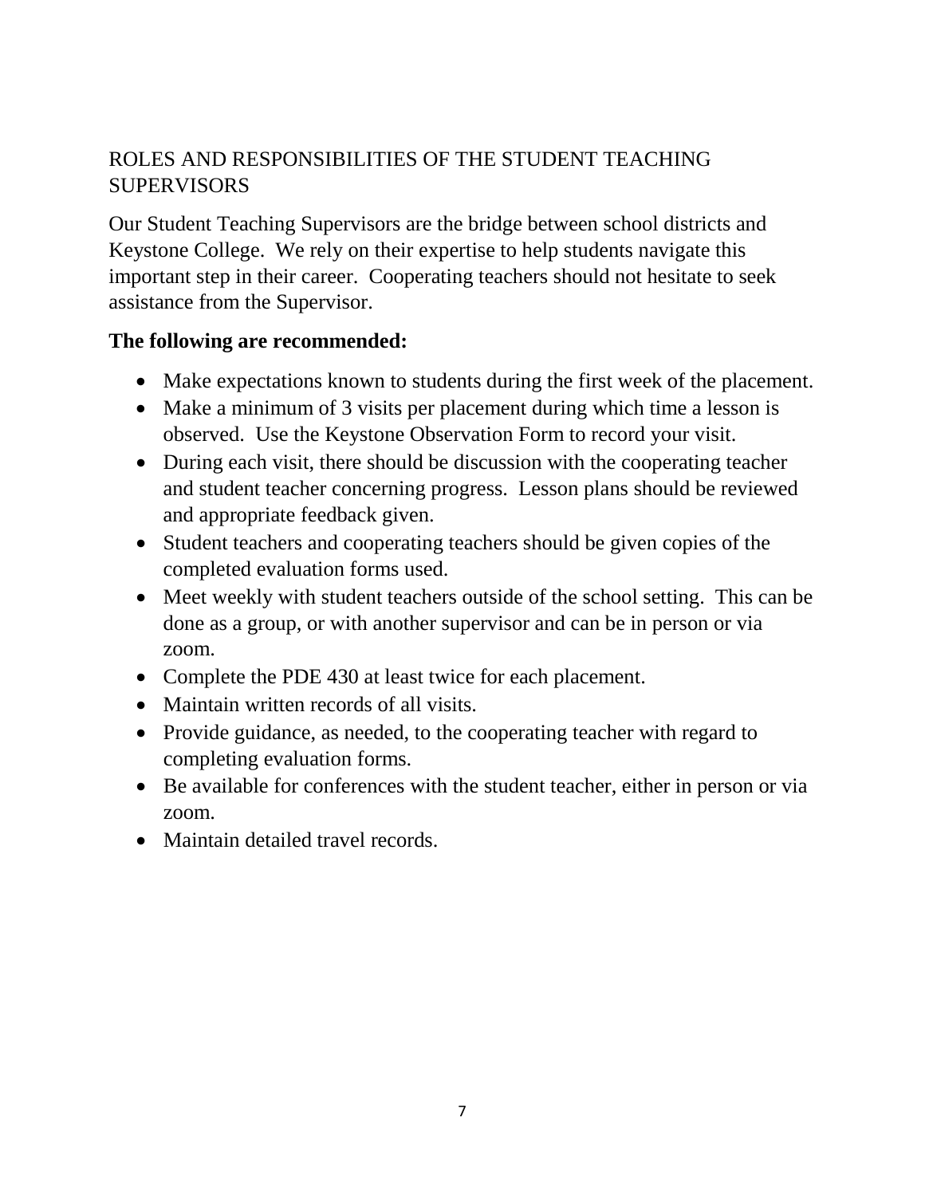## ROLES AND RESPONSIBILITIES OF THE STUDENT TEACHING SUPERVISORS

Our Student Teaching Supervisors are the bridge between school districts and Keystone College. We rely on their expertise to help students navigate this important step in their career. Cooperating teachers should not hesitate to seek assistance from the Supervisor.

**The following are recommended:**

- Make expectations known to students during the first week of the placement.
- Make a minimum of 3 visits per placement during which time a lesson is observed. Use the Keystone Observation Form to record your visit.
- During each visit, there should be discussion with the cooperating teacher and student teacher concerning progress. Lesson plans should be reviewed and appropriate feedback given.
- Student teachers and cooperating teachers should be given copies of the completed evaluation forms used.
- Meet weekly with student teachers outside of the school setting. This can be done as a group, or with another supervisor and can be in person or via zoom.
- Complete the PDE 430 at least twice for each placement.
- Maintain written records of all visits.
- Provide guidance, as needed, to the cooperating teacher with regard to completing evaluation forms.
- Be available for conferences with the student teacher, either in person or via zoom.
- Maintain detailed travel records.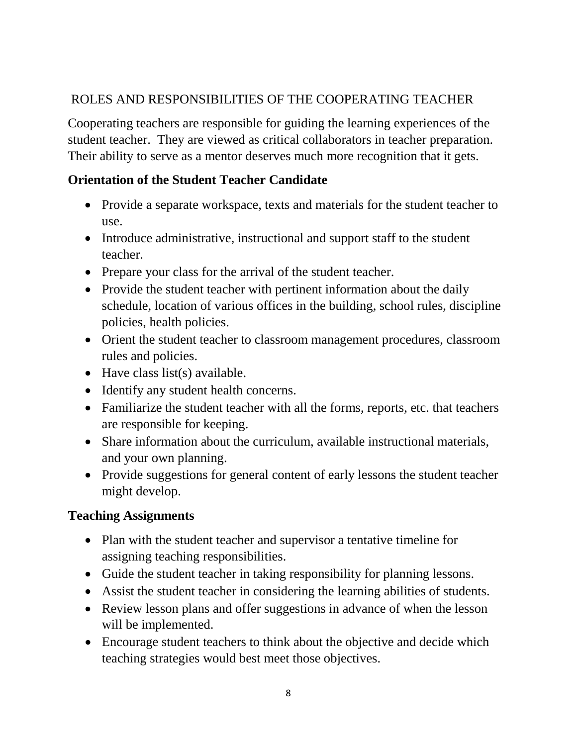## ROLES AND RESPONSIBILITIES OF THE COOPERATING TEACHER

Cooperating teachers are responsible for guiding the learning experiences of the student teacher. They are viewed as critical collaborators in teacher preparation. Their ability to serve as a mentor deserves much more recognition that it gets.

### Orientation of the Student Teacher Candidate

- Provide a separate workspace, texts and materials for the student teacher to use.
- Introduce administrative, instructional and support staff to the student teacher.
- Prepare your class for the arrival of the student teacher.
- Provide the student teacher with pertinent information about the daily schedule, location of various offices in the building, school rules, discipline policies, health policies.
- Orient the student teacher to classroom management procedures, classroom rules and policies.
- Have class list(s) available.
- Identify any student health concerns.
- Familiarize the student teacher with all the forms, reports, etc. that teachers are responsible for keeping.
- Share information about the curriculum, available instructional materials, and your own planning.
- Provide suggestions for general content of early lessons the student teacher might develop.

### Teaching Assignments

- Plan with the student teacher and supervisor a tentative timeline for assigning teaching responsibilities.
- Guide the student teacher in taking responsibility for planning lessons.
- Assist the student teacher in considering the learning abilities of students.
- Review lesson plans and offer suggestions in advance of when the lesson will be implemented.
- Encourage student teachers to think about the objective and decide which teaching strategies would best meet those objectives.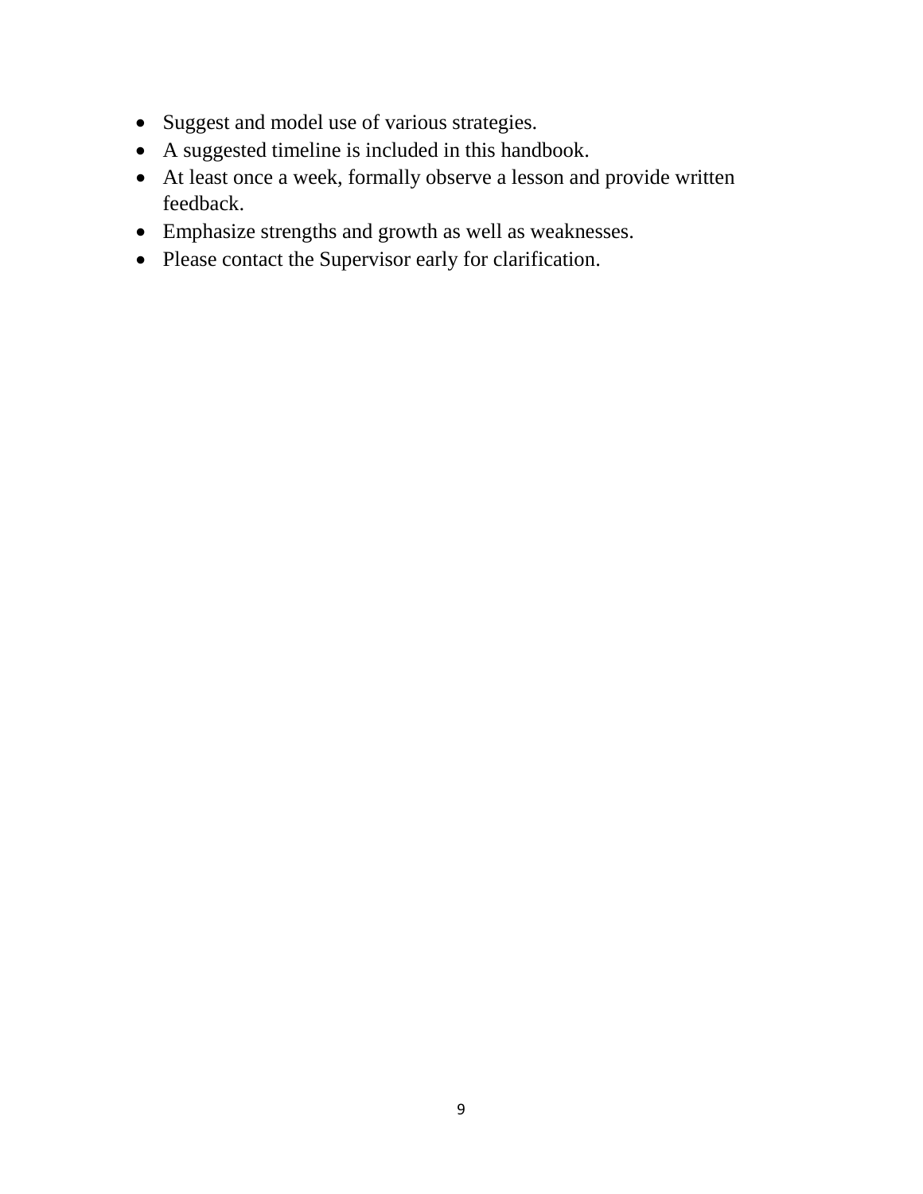- Suggest and model use of various strategies.
- A suggested timeline is included in this handbook.
- At least once a week, formally observe a lesson and provide written feedback.
- Emphasize strengths and growth as well as weaknesses.
- Please contact the Supervisor early for clarification.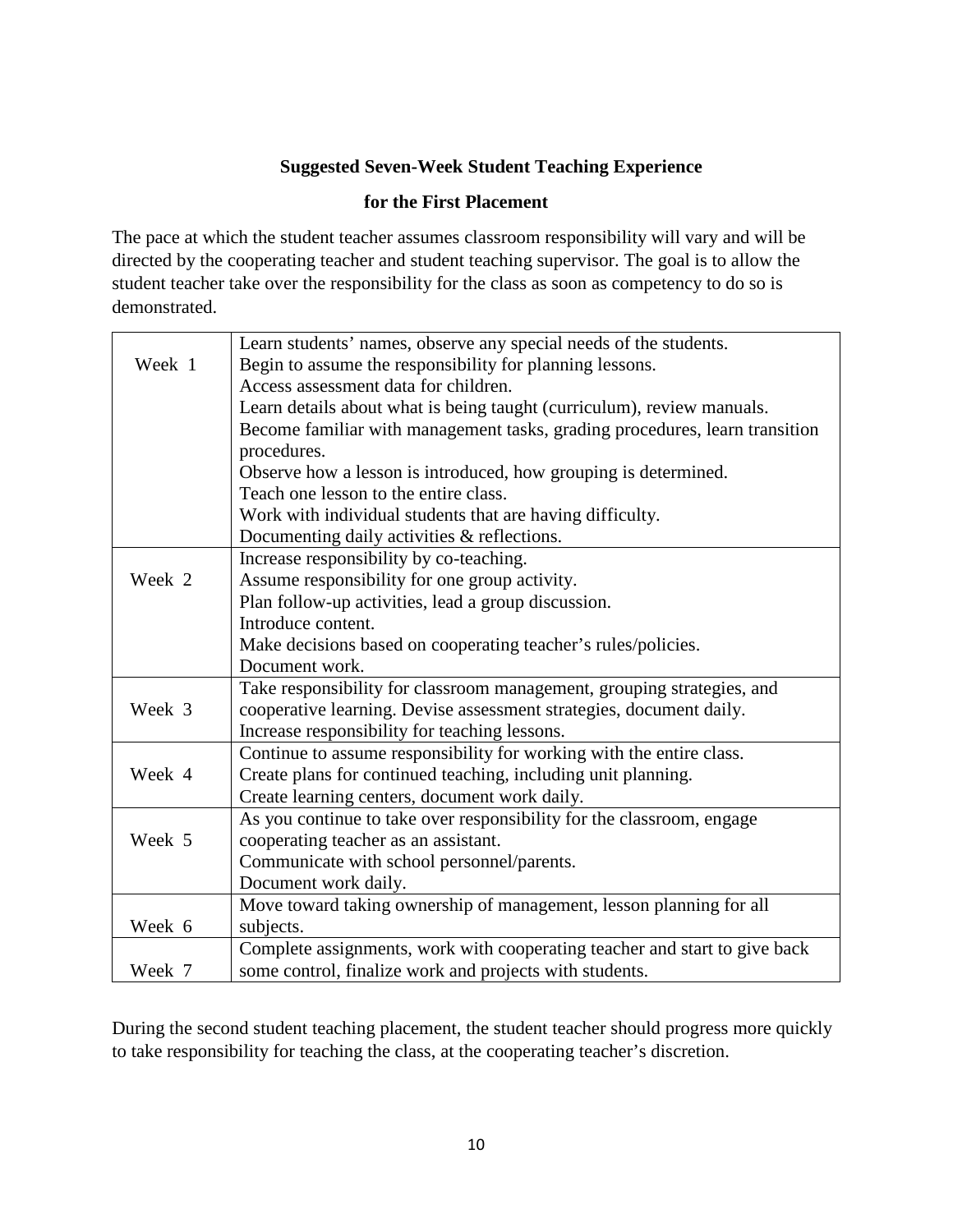## Suggested Seven-Week Student Teaching Experience

## for the First Placement

The pace at which the student teacher assumes classroom responsibility will vary and will be directed by the cooperating teacher and student teaching supervisor. The goal is to allow the student teacher take over the responsibility for the class as soon as competency to do so is demonstrated.

| | |
|---|---|
| Week 1 | Learn students' names, observe any special needs of the students.<br>Begin to assume the responsibility for planning lessons.<br>Access assessment data for children.<br>Learn details about what is being taught (curriculum), review manuals.<br>Become familiar with management tasks, grading procedures, learn transition procedures.<br>Observe how a lesson is introduced, how grouping is determined.<br>Teach one lesson to the entire class.<br>Work with individual students that are having difficulty.<br>Documenting daily activities & reflections. |
| Week 2 | Increase responsibility by co-teaching.<br>Assume responsibility for one group activity.<br>Plan follow-up activities, lead a group discussion.<br>Introduce content.<br>Make decisions based on cooperating teacher's rules/policies.<br>Document work. |
| Week 3 | Take responsibility for classroom management, grouping strategies, and cooperative learning. Devise assessment strategies, document daily.<br>Increase responsibility for teaching lessons. |
| Week 4 | Continue to assume responsibility for working with the entire class.<br>Create plans for continued teaching, including unit planning.<br>Create learning centers, document work daily. |
| Week 5 | As you continue to take over responsibility for the classroom, engage cooperating teacher as an assistant.<br>Communicate with school personnel/parents.<br>Document work daily. |
| Week 6 | Move toward taking ownership of management, lesson planning for all subjects. |
| Week 7 | Complete assignments, work with cooperating teacher and start to give back some control, finalize work and projects with students. |

During the second student teaching placement, the student teacher should progress more quickly to take responsibility for teaching the class, at the cooperating teacher's discretion.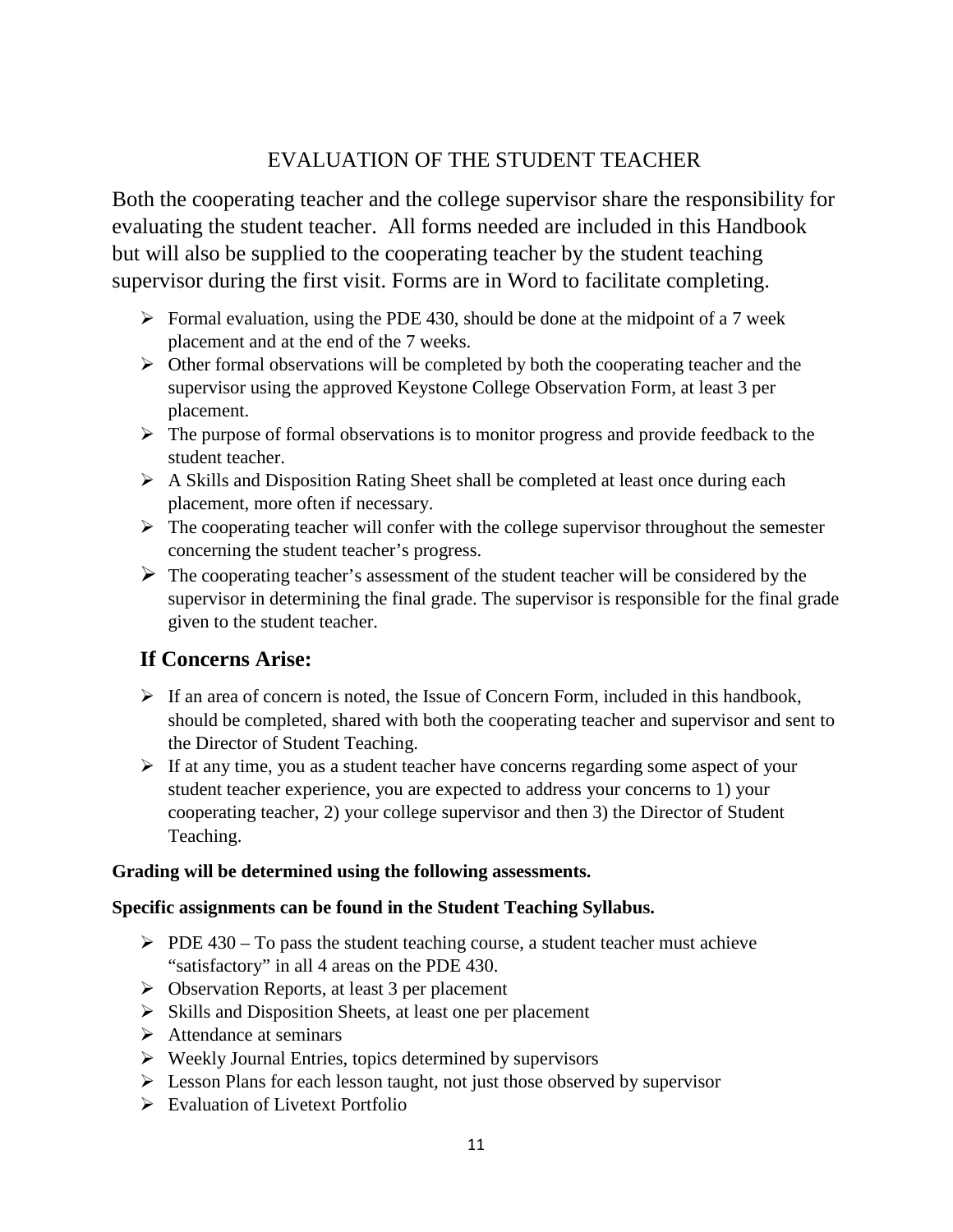## EVALUATION OF THE STUDENT TEACHER

Both the cooperating teacher and the college supervisor share the responsibility for evaluating the student teacher. All forms needed are included in this Handbook but will also be supplied to the cooperating teacher by the student teaching supervisor during the first visit. Forms are in Word to facilitate completing.

- Formal evaluation, using the PDE 430, should be done at the midpoint of a 7 week placement and at the end of the 7 weeks.
- Other formal observations will be completed by both the cooperating teacher and the supervisor using the approved Keystone College Observation Form, at least 3 per placement.
- The purpose of formal observations is to monitor progress and provide feedback to the student teacher.
- A Skills and Disposition Rating Sheet shall be completed at least once during each placement, more often if necessary.
- The cooperating teacher will confer with the college supervisor throughout the semester concerning the student teacher's progress.
- The cooperating teacher's assessment of the student teacher will be considered by the supervisor in determining the final grade. The supervisor is responsible for the final grade given to the student teacher.

### If Concerns Arise:

- If an area of concern is noted, the Issue of Concern Form, included in this handbook, should be completed, shared with both the cooperating teacher and supervisor and sent to the Director of Student Teaching.
- If at any time, you as a student teacher have concerns regarding some aspect of your student teacher experience, you are expected to address your concerns to 1) your cooperating teacher, 2) your college supervisor and then 3) the Director of Student Teaching.

**Grading will be determined using the following assessments.**

**Specific assignments can be found in the Student Teaching Syllabus.**

- PDE 430 – To pass the student teaching course, a student teacher must achieve "satisfactory" in all 4 areas on the PDE 430.
- Observation Reports, at least 3 per placement
- Skills and Disposition Sheets, at least one per placement
- Attendance at seminars
- Weekly Journal Entries, topics determined by supervisors
- Lesson Plans for each lesson taught, not just those observed by supervisor
- Evaluation of Livetext Portfolio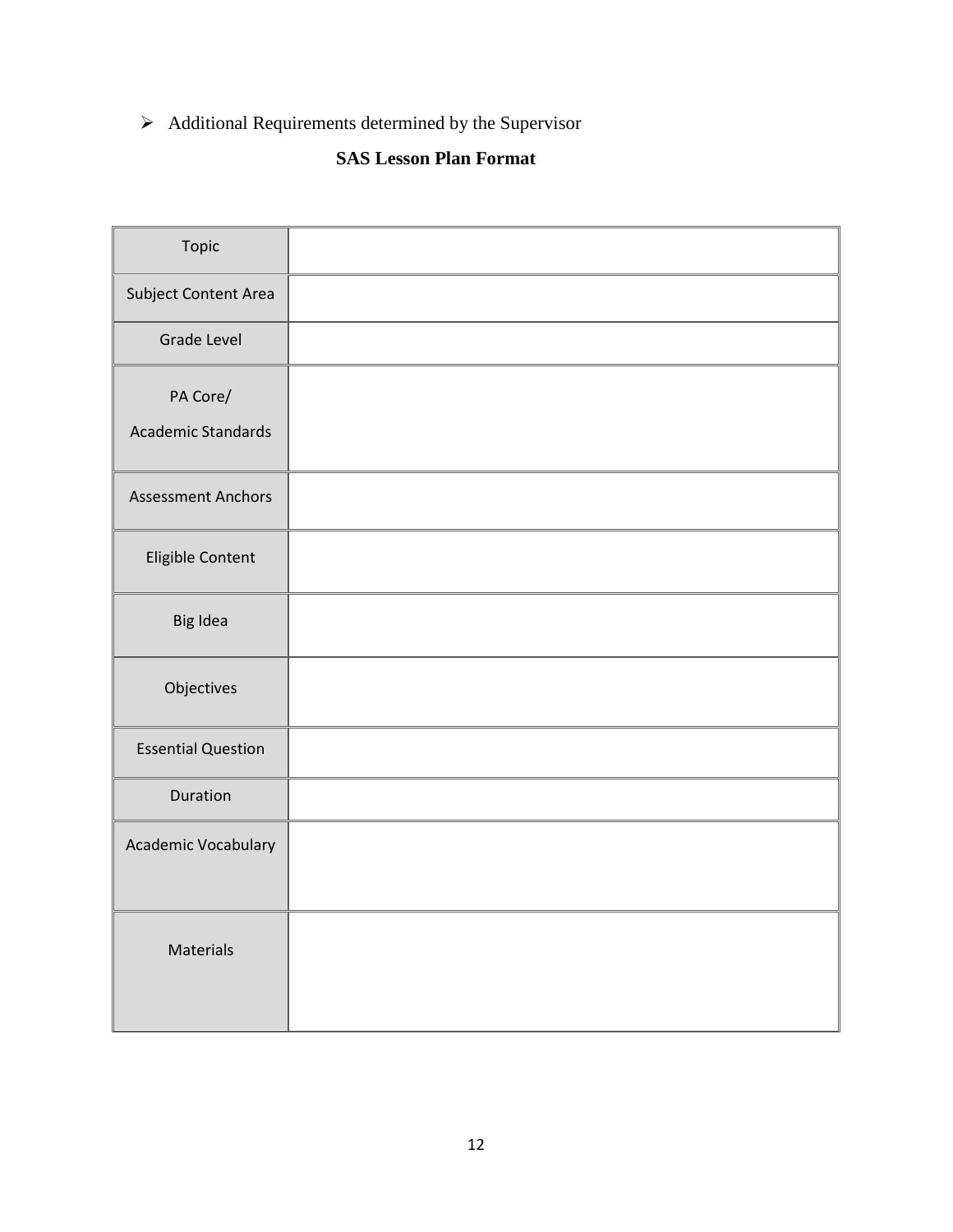- Additional Requirements determined by the Supervisor

**SAS Lesson Plan Format**

| Topic | |
|---|---|
| Subject Content Area | |
| Grade Level | |
| PA Core/ Academic Standards | |
| Assessment Anchors | |
| Eligible Content | |
| Big Idea | |
| Objectives | |
| Essential Question | |
| Duration | |
| Academic Vocabulary | |
| Materials | |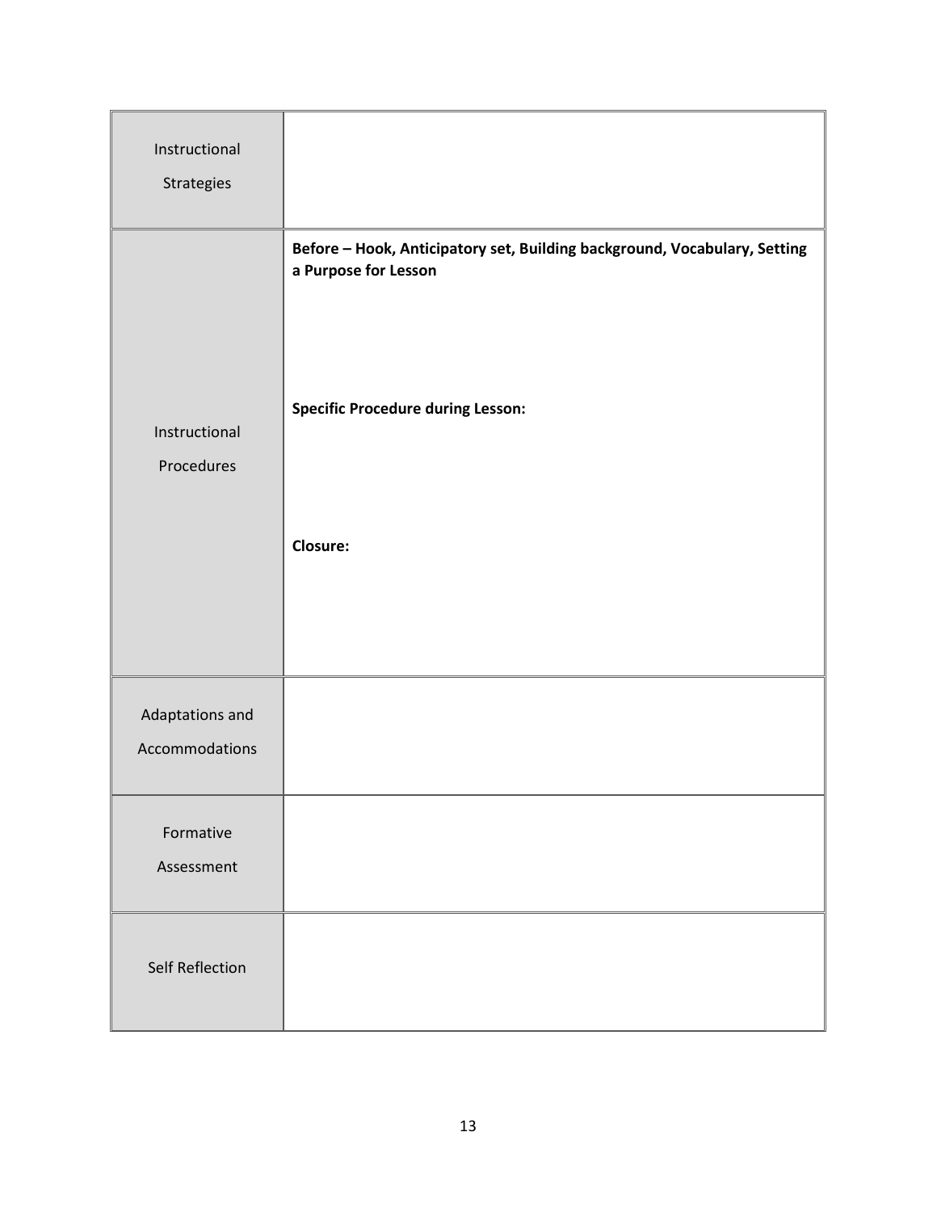| | |
|---|---|
| Instructional Strategies | |
| Instructional Procedures | **Before – Hook, Anticipatory set, Building background, Vocabulary, Setting a Purpose for Lesson**<br><br>**Specific Procedure during Lesson:**<br><br>**Closure:** |
| Adaptations and Accommodations | |
| Formative Assessment | |
| Self Reflection | |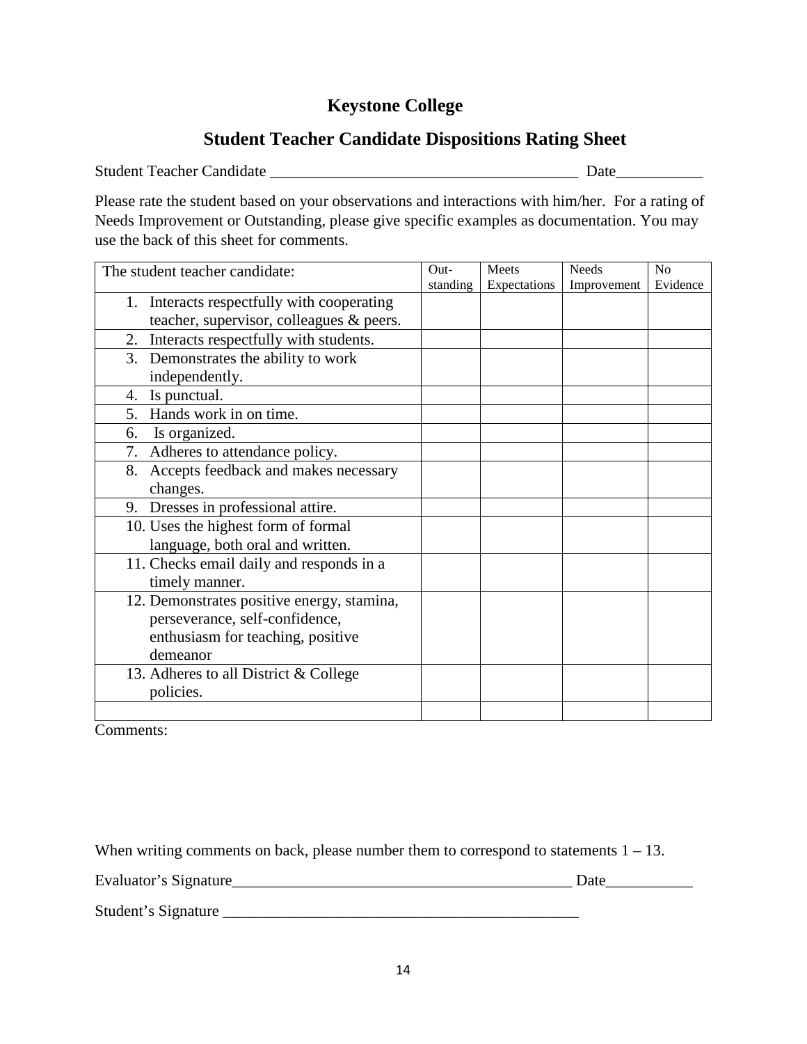# Keystone College

## Student Teacher Candidate Dispositions Rating Sheet

Student Teacher Candidate ________________________________________ Date___________

Please rate the student based on your observations and interactions with him/her. For a rating of Needs Improvement or Outstanding, please give specific examples as documentation. You may use the back of this sheet for comments.

| The student teacher candidate: | Out-standing | Meets Expectations | Needs Improvement | No Evidence |
|---|---|---|---|---|
| 1. Interacts respectfully with cooperating teacher, supervisor, colleagues & peers. | | | | |
| 2. Interacts respectfully with students. | | | | |
| 3. Demonstrates the ability to work independently. | | | | |
| 4. Is punctual. | | | | |
| 5. Hands work in on time. | | | | |
| 6. Is organized. | | | | |
| 7. Adheres to attendance policy. | | | | |
| 8. Accepts feedback and makes necessary changes. | | | | |
| 9. Dresses in professional attire. | | | | |
| 10. Uses the highest form of formal language, both oral and written. | | | | |
| 11. Checks email daily and responds in a timely manner. | | | | |
| 12. Demonstrates positive energy, stamina, perseverance, self-confidence, enthusiasm for teaching, positive demeanor | | | | |
| 13. Adheres to all District & College policies. | | | | |
| | | | | |

Comments:

When writing comments on back, please number them to correspond to statements 1 – 13.

Evaluator's Signature_____________________________________________ Date___________

Student's Signature _______________________________________________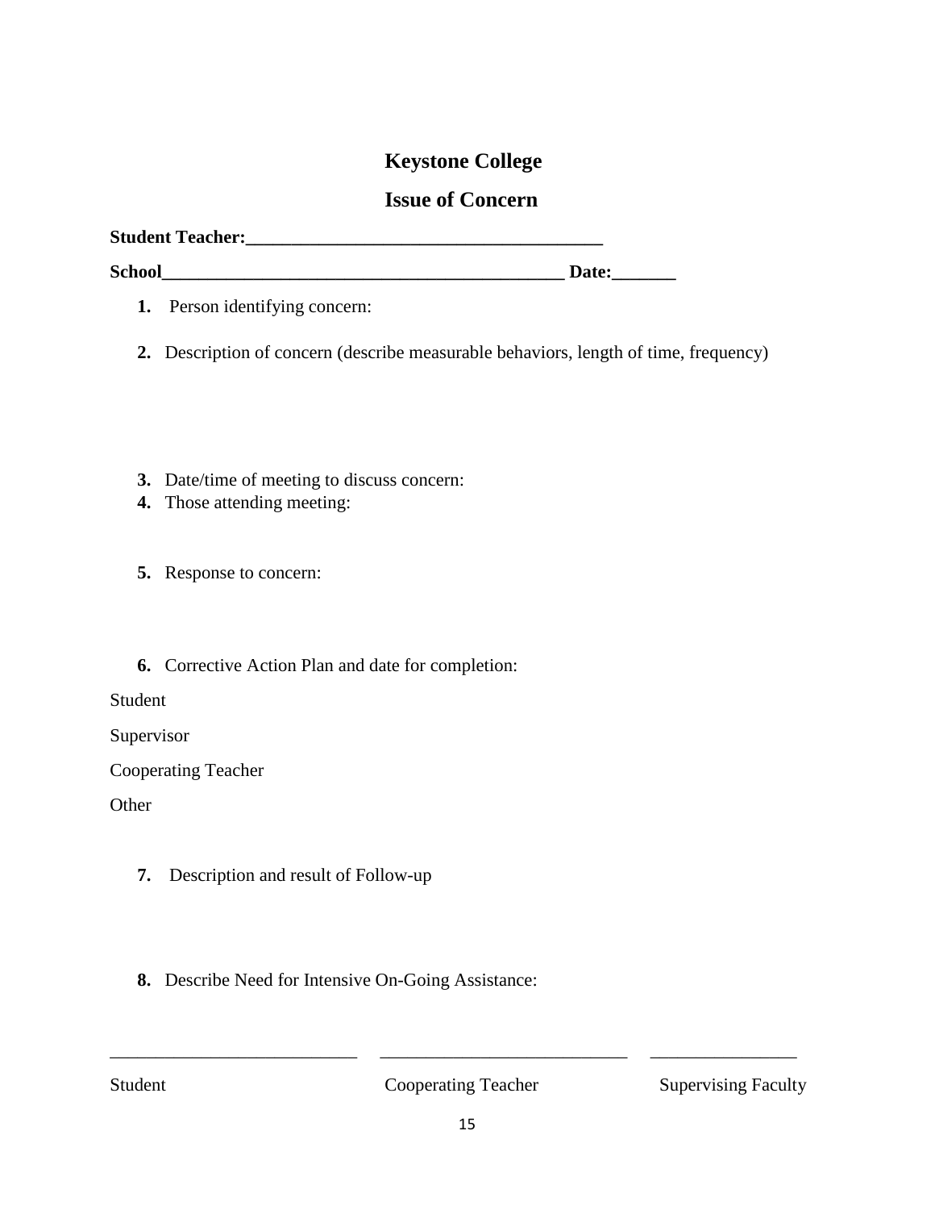# Keystone College

## Issue of Concern

**Student Teacher:_______________________________________**

**School____________________________________________ Date:_______**

1. Person identifying concern:

2. Description of concern (describe measurable behaviors, length of time, frequency)

3. Date/time of meeting to discuss concern:
4. Those attending meeting:

5. Response to concern:

6. Corrective Action Plan and date for completion:

Student

Supervisor

Cooperating Teacher

Other

7. Description and result of Follow-up

8. Describe Need for Intensive On-Going Assistance:

___________________________ ___________________________ ________________

Student Cooperating Teacher Supervising Faculty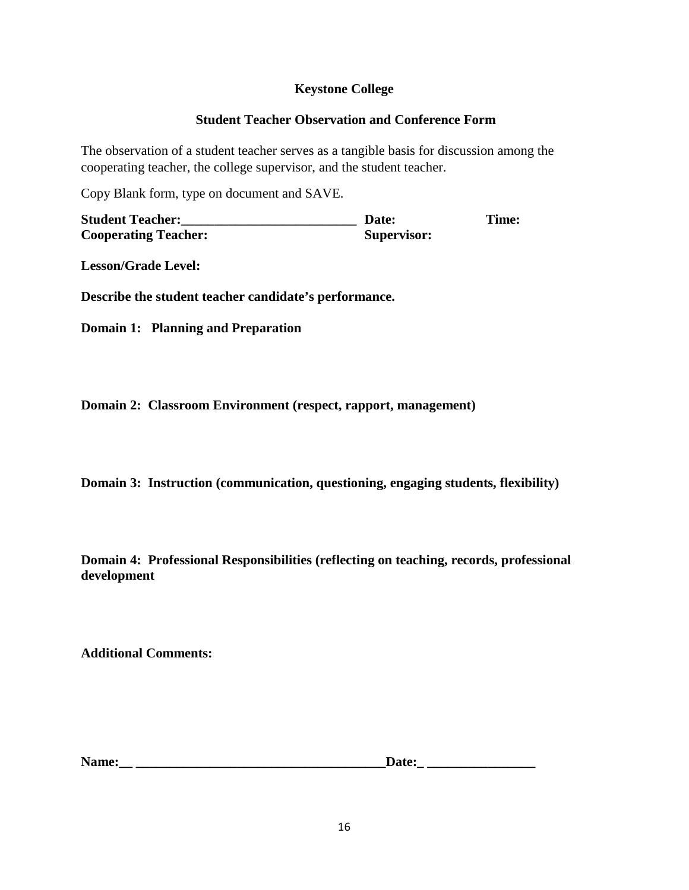**Keystone College**

**Student Teacher Observation and Conference Form**

The observation of a student teacher serves as a tangible basis for discussion among the cooperating teacher, the college supervisor, and the student teacher.

Copy Blank form, type on document and SAVE.

**Student Teacher:__________________________ Date: Time:**
**Cooperating Teacher: Supervisor:**

**Lesson/Grade Level:**

**Describe the student teacher candidate's performance.**

**Domain 1: Planning and Preparation**

**Domain 2: Classroom Environment (respect, rapport, management)**

**Domain 3: Instruction (communication, questioning, engaging students, flexibility)**

**Domain 4: Professional Responsibilities (reflecting on teaching, records, professional development**

**Additional Comments:**

**Name:__ _____________________________________Date:_ ________________**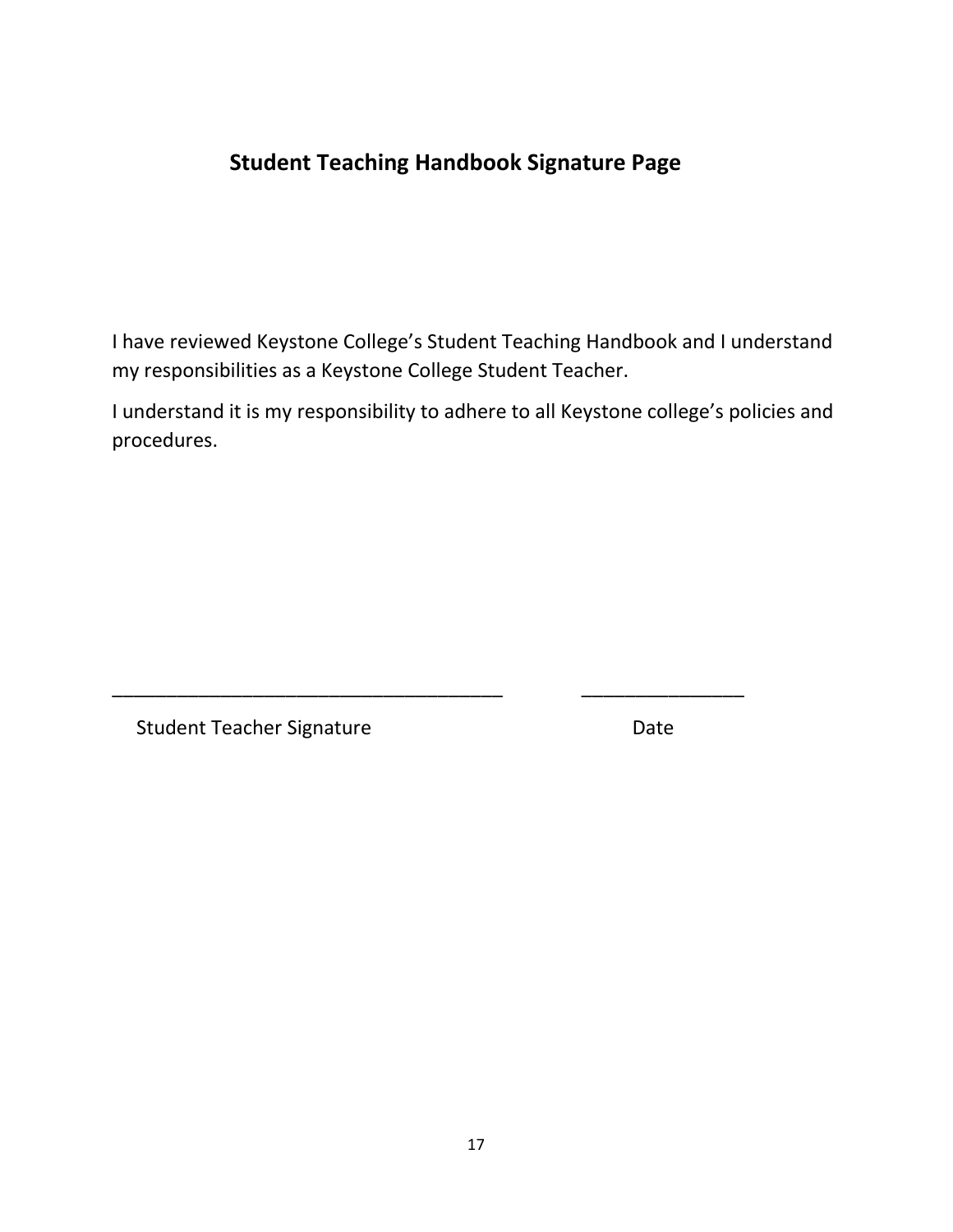## Student Teaching Handbook Signature Page

I have reviewed Keystone College's Student Teaching Handbook and I understand my responsibilities as a Keystone College Student Teacher.

I understand it is my responsibility to adhere to all Keystone college's policies and procedures.

_____________________________________ _______________

Student Teacher Signature Date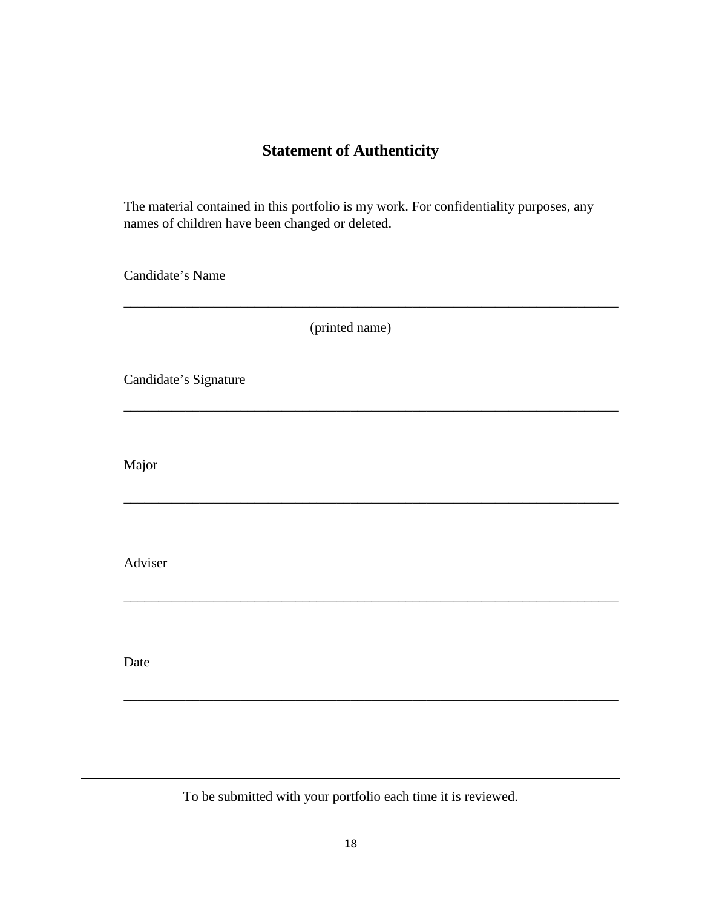## Statement of Authenticity

The material contained in this portfolio is my work. For confidentiality purposes, any names of children have been changed or deleted.

Candidate's Name

___________________________________________________________________________

(printed name)

Candidate's Signature

___________________________________________________________________________

Major

___________________________________________________________________________

Adviser

___________________________________________________________________________

Date

___________________________________________________________________________

---

To be submitted with your portfolio each time it is reviewed.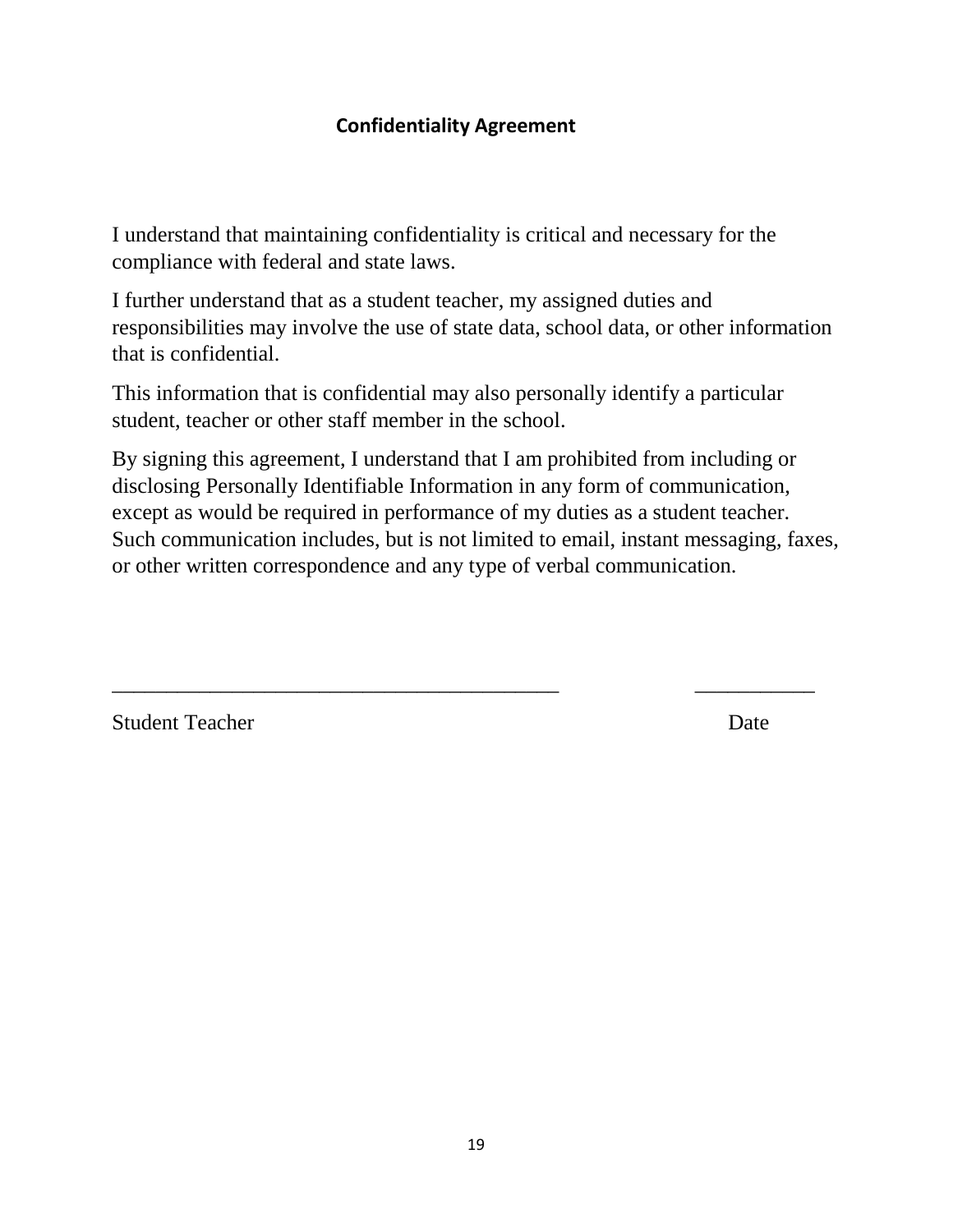## Confidentiality Agreement

I understand that maintaining confidentiality is critical and necessary for the compliance with federal and state laws.

I further understand that as a student teacher, my assigned duties and responsibilities may involve the use of state data, school data, or other information that is confidential.

This information that is confidential may also personally identify a particular student, teacher or other staff member in the school.

By signing this agreement, I understand that I am prohibited from including or disclosing Personally Identifiable Information in any form of communication, except as would be required in performance of my duties as a student teacher. Such communication includes, but is not limited to email, instant messaging, faxes, or other written correspondence and any type of verbal communication.

_________________________________________ ___________

Student Teacher Date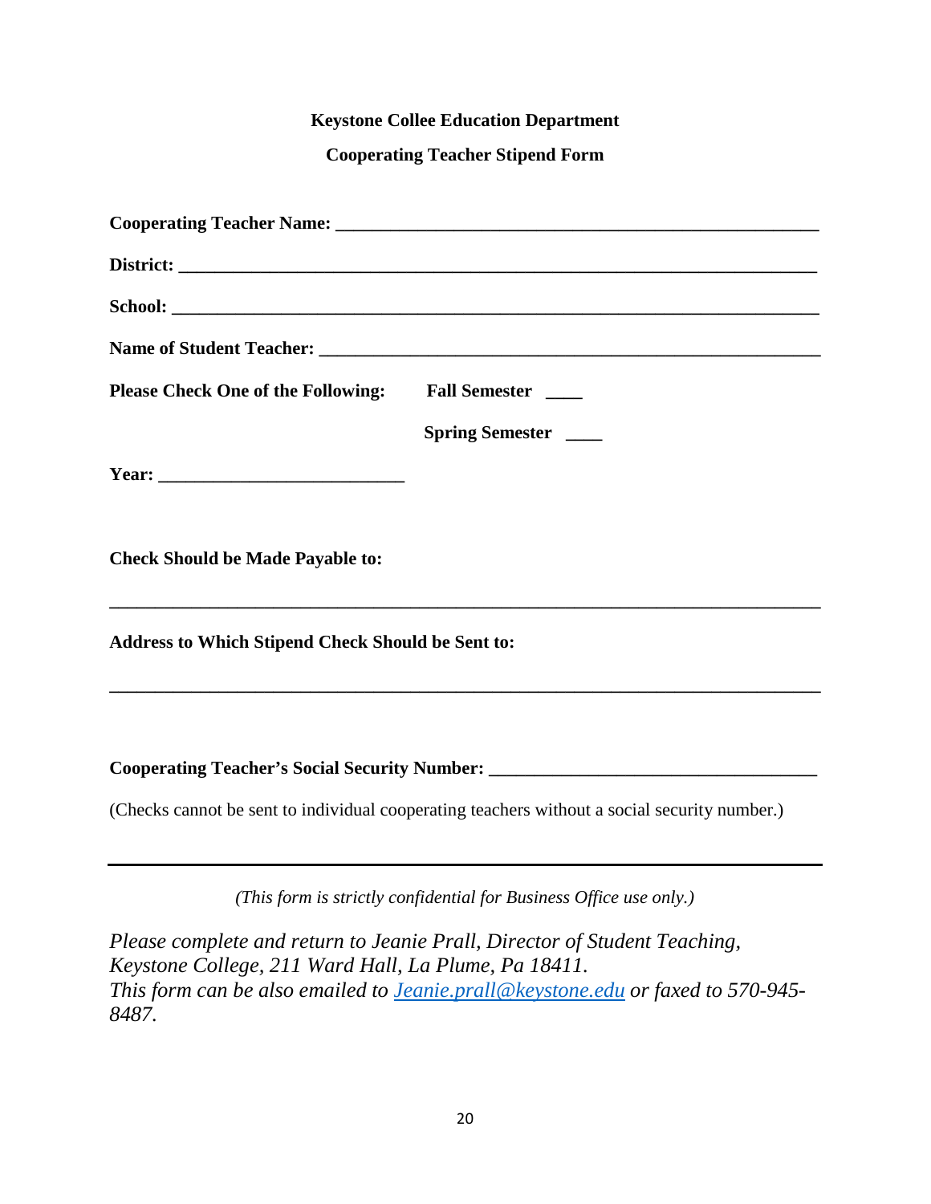**Keystone Collee Education Department**

**Cooperating Teacher Stipend Form**

**Cooperating Teacher Name:** ______________________________________________________

**District:** ______________________________________________________________________

**School:** _______________________________________________________________________

**Name of Student Teacher:** _______________________________________________________

**Please Check One of the Following:** **Fall Semester** ____

**Spring Semester** ____

**Year:** ___________________________

**Check Should be Made Payable to:**

_____________________________________________________________________________

**Address to Which Stipend Check Should be Sent to:**

_____________________________________________________________________________

**Cooperating Teacher's Social Security Number:** ___________________________________

(Checks cannot be sent to individual cooperating teachers without a social security number.)

---

*(This form is strictly confidential for Business Office use only.)*

*Please complete and return to Jeanie Prall, Director of Student Teaching, Keystone College, 211 Ward Hall, La Plume, Pa 18411.*
*This form can be also emailed to [Jeanie.prall@keystone.edu](mailto:Jeanie.prall@keystone.edu) or faxed to 570-945-8487.*